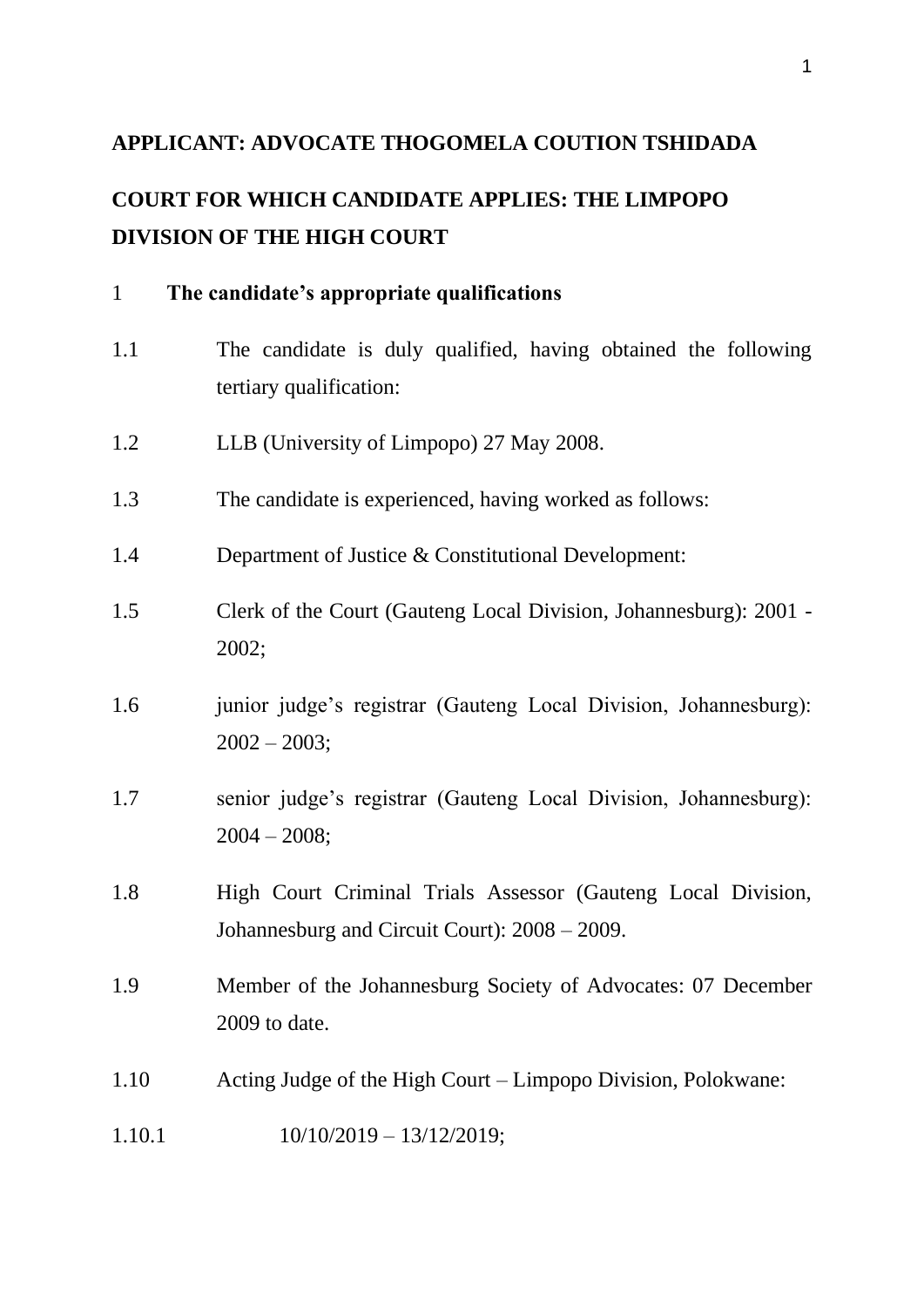**APPLICANT: ADVOCATE THOGOMELA COUTION TSHIDADA**

**COURT FOR WHICH CANDIDATE APPLIES: THE LIMPOPO DIVISION OF THE HIGH COURT**

1 **The candidate's appropriate qualifications**

1.1 The candidate is duly qualified, having obtained the following tertiary qualification:

1.2 LLB (University of Limpopo) 27 May 2008.

1.3 The candidate is experienced, having worked as follows:

1.4 Department of Justice & Constitutional Development:

1.5 Clerk of the Court (Gauteng Local Division, Johannesburg): 2001 - 2002;

1.6 junior judge's registrar (Gauteng Local Division, Johannesburg): 2002 – 2003;

1.7 senior judge's registrar (Gauteng Local Division, Johannesburg): 2004 – 2008;

1.8 High Court Criminal Trials Assessor (Gauteng Local Division, Johannesburg and Circuit Court): 2008 – 2009.

1.9 Member of the Johannesburg Society of Advocates: 07 December 2009 to date.

1.10 Acting Judge of the High Court – Limpopo Division, Polokwane:

1.10.1 10/10/2019 – 13/12/2019;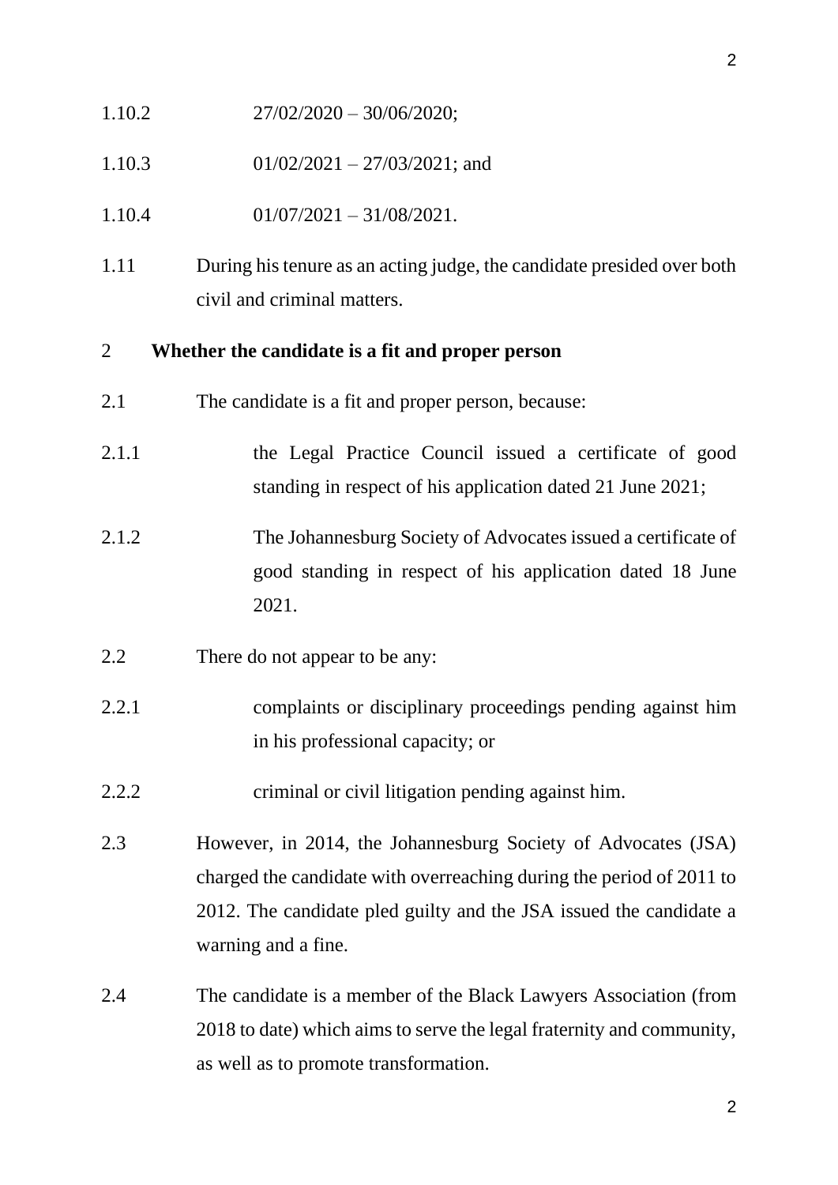1.10.2 27/02/2020 – 30/06/2020;

1.10.3 01/02/2021 – 27/03/2021; and

1.10.4 01/07/2021 – 31/08/2021.

1.11 During his tenure as an acting judge, the candidate presided over both civil and criminal matters.

## 2 Whether the candidate is a fit and proper person

2.1 The candidate is a fit and proper person, because:

2.1.1 the Legal Practice Council issued a certificate of good standing in respect of his application dated 21 June 2021;

2.1.2 The Johannesburg Society of Advocates issued a certificate of good standing in respect of his application dated 18 June 2021.

2.2 There do not appear to be any:

2.2.1 complaints or disciplinary proceedings pending against him in his professional capacity; or

2.2.2 criminal or civil litigation pending against him.

2.3 However, in 2014, the Johannesburg Society of Advocates (JSA) charged the candidate with overreaching during the period of 2011 to 2012. The candidate pled guilty and the JSA issued the candidate a warning and a fine.

2.4 The candidate is a member of the Black Lawyers Association (from 2018 to date) which aims to serve the legal fraternity and community, as well as to promote transformation.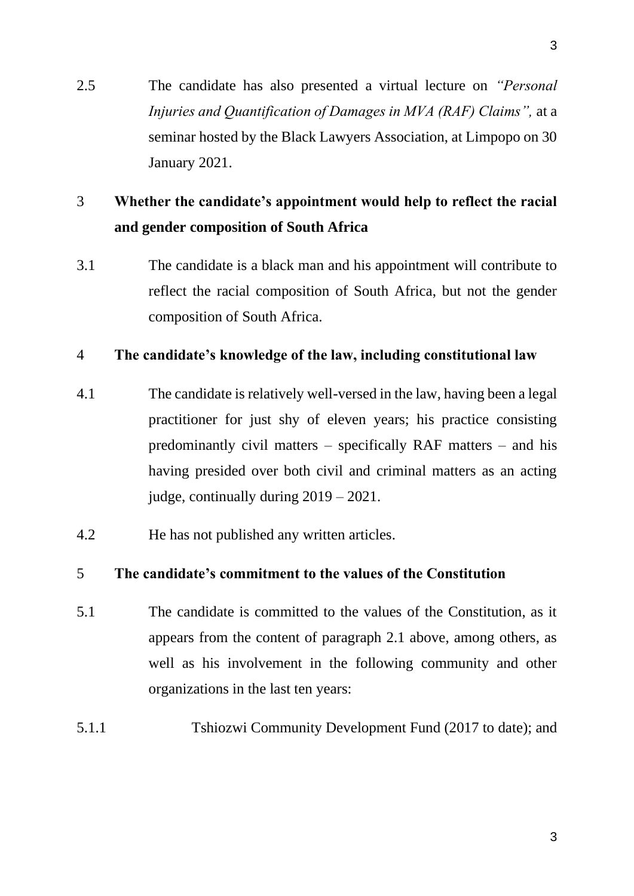2.5 The candidate has also presented a virtual lecture on *"Personal Injuries and Quantification of Damages in MVA (RAF) Claims",* at a seminar hosted by the Black Lawyers Association, at Limpopo on 30 January 2021.

**3 Whether the candidate's appointment would help to reflect the racial and gender composition of South Africa**

3.1 The candidate is a black man and his appointment will contribute to reflect the racial composition of South Africa, but not the gender composition of South Africa.

**4 The candidate's knowledge of the law, including constitutional law**

4.1 The candidate is relatively well-versed in the law, having been a legal practitioner for just shy of eleven years; his practice consisting predominantly civil matters – specifically RAF matters – and his having presided over both civil and criminal matters as an acting judge, continually during 2019 – 2021.

4.2 He has not published any written articles.

**5 The candidate's commitment to the values of the Constitution**

5.1 The candidate is committed to the values of the Constitution, as it appears from the content of paragraph 2.1 above, among others, as well as his involvement in the following community and other organizations in the last ten years:

5.1.1 Tshiozwi Community Development Fund (2017 to date); and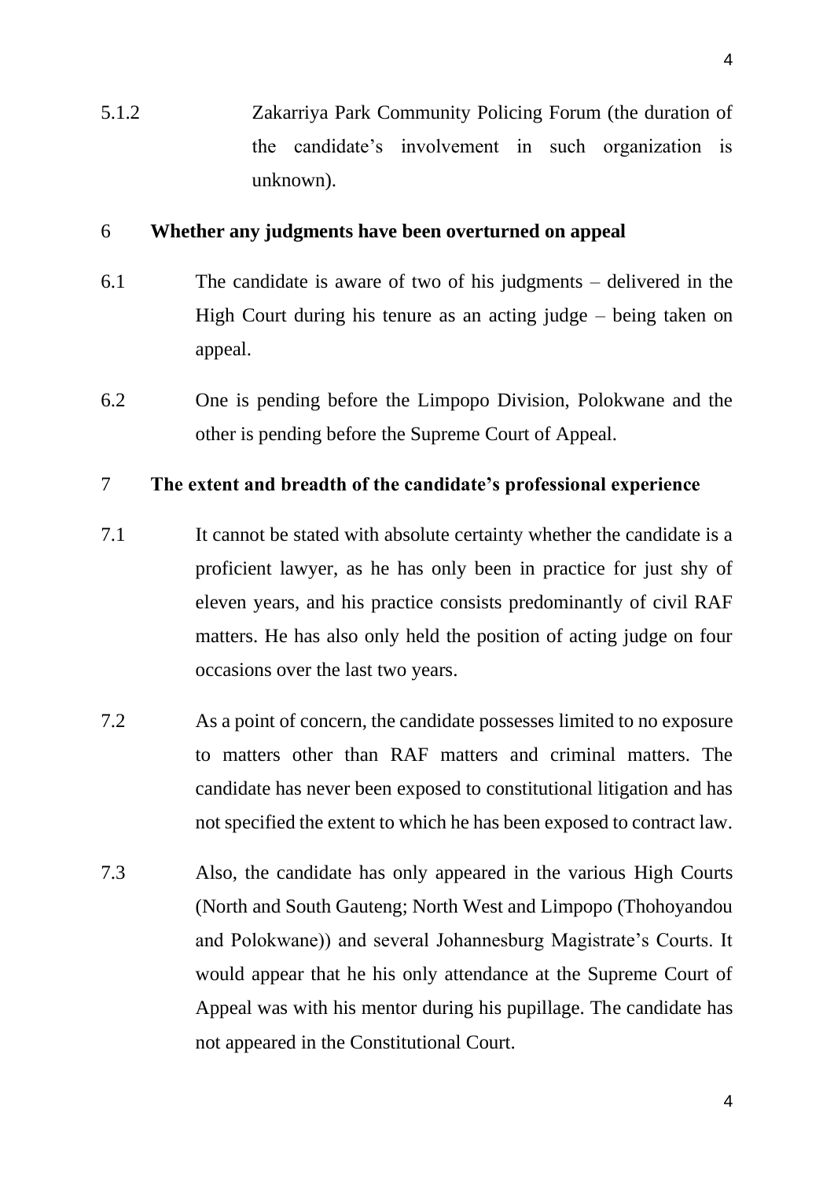5.1.2 Zakarriya Park Community Policing Forum (the duration of the candidate's involvement in such organization is unknown).

**6 Whether any judgments have been overturned on appeal**

6.1 The candidate is aware of two of his judgments – delivered in the High Court during his tenure as an acting judge – being taken on appeal.

6.2 One is pending before the Limpopo Division, Polokwane and the other is pending before the Supreme Court of Appeal.

**7 The extent and breadth of the candidate's professional experience**

7.1 It cannot be stated with absolute certainty whether the candidate is a proficient lawyer, as he has only been in practice for just shy of eleven years, and his practice consists predominantly of civil RAF matters. He has also only held the position of acting judge on four occasions over the last two years.

7.2 As a point of concern, the candidate possesses limited to no exposure to matters other than RAF matters and criminal matters. The candidate has never been exposed to constitutional litigation and has not specified the extent to which he has been exposed to contract law.

7.3 Also, the candidate has only appeared in the various High Courts (North and South Gauteng; North West and Limpopo (Thohoyandou and Polokwane)) and several Johannesburg Magistrate's Courts. It would appear that he his only attendance at the Supreme Court of Appeal was with his mentor during his pupillage. The candidate has not appeared in the Constitutional Court.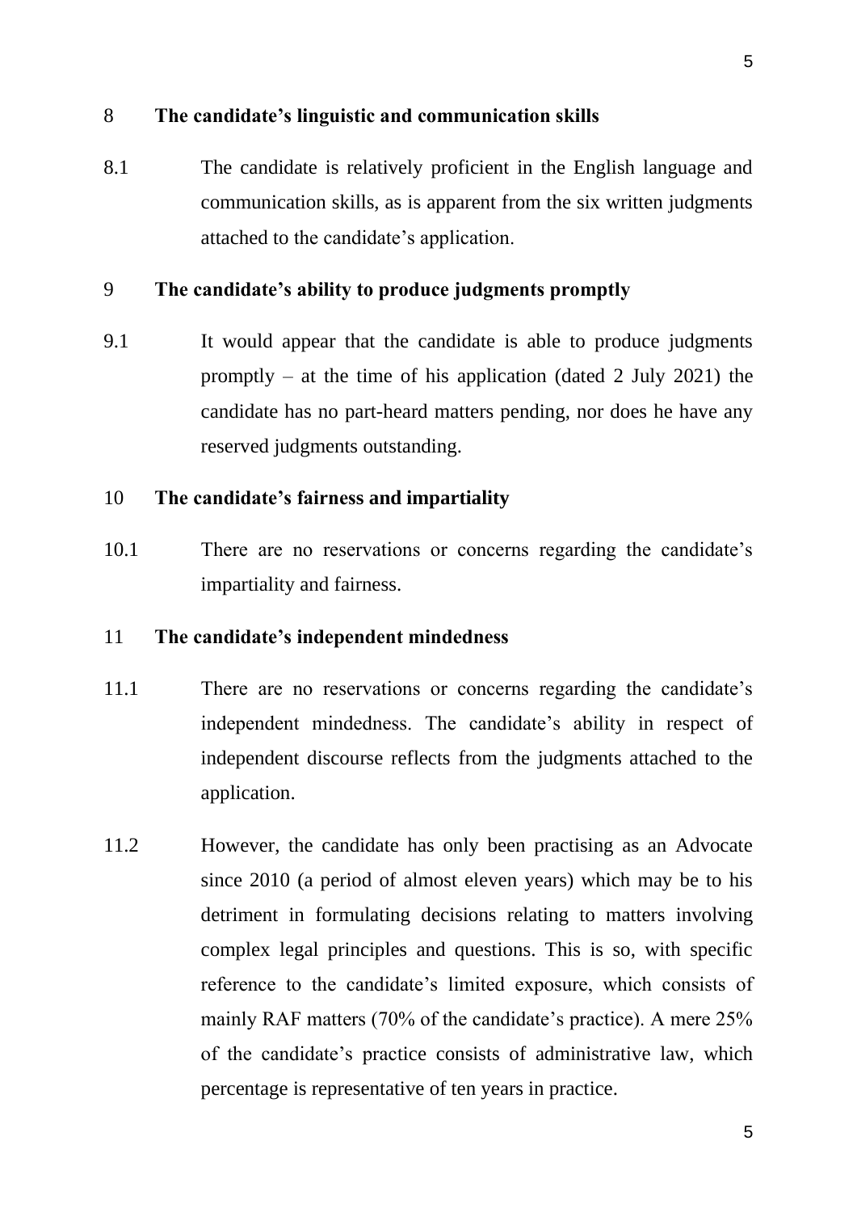## 8 The candidate's linguistic and communication skills

8.1 The candidate is relatively proficient in the English language and communication skills, as is apparent from the six written judgments attached to the candidate's application.

## 9 The candidate's ability to produce judgments promptly

9.1 It would appear that the candidate is able to produce judgments promptly – at the time of his application (dated 2 July 2021) the candidate has no part-heard matters pending, nor does he have any reserved judgments outstanding.

## 10 The candidate's fairness and impartiality

10.1 There are no reservations or concerns regarding the candidate's impartiality and fairness.

## 11 The candidate's independent mindedness

11.1 There are no reservations or concerns regarding the candidate's independent mindedness. The candidate's ability in respect of independent discourse reflects from the judgments attached to the application.

11.2 However, the candidate has only been practising as an Advocate since 2010 (a period of almost eleven years) which may be to his detriment in formulating decisions relating to matters involving complex legal principles and questions. This is so, with specific reference to the candidate's limited exposure, which consists of mainly RAF matters (70% of the candidate's practice). A mere 25% of the candidate's practice consists of administrative law, which percentage is representative of ten years in practice.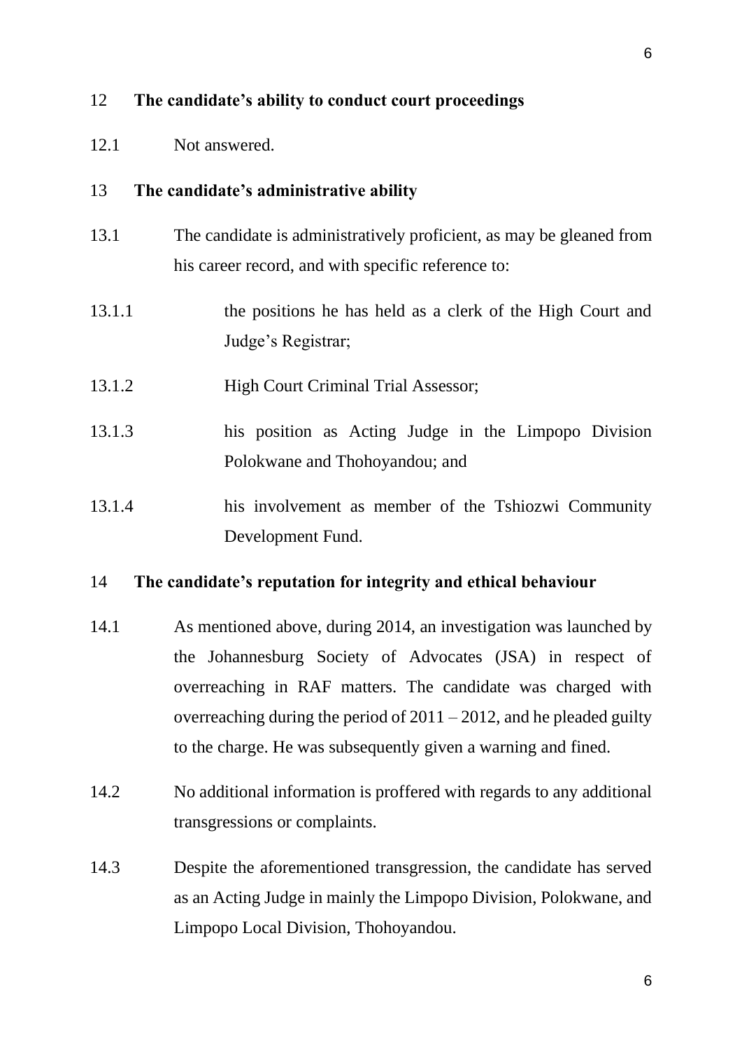12 **The candidate's ability to conduct court proceedings**

12.1 Not answered.

13 **The candidate's administrative ability**

13.1 The candidate is administratively proficient, as may be gleaned from his career record, and with specific reference to:

13.1.1 the positions he has held as a clerk of the High Court and Judge's Registrar;

13.1.2 High Court Criminal Trial Assessor;

13.1.3 his position as Acting Judge in the Limpopo Division Polokwane and Thohoyandou; and

13.1.4 his involvement as member of the Tshiozwi Community Development Fund.

14 **The candidate's reputation for integrity and ethical behaviour**

14.1 As mentioned above, during 2014, an investigation was launched by the Johannesburg Society of Advocates (JSA) in respect of overreaching in RAF matters. The candidate was charged with overreaching during the period of 2011 – 2012, and he pleaded guilty to the charge. He was subsequently given a warning and fined.

14.2 No additional information is proffered with regards to any additional transgressions or complaints.

14.3 Despite the aforementioned transgression, the candidate has served as an Acting Judge in mainly the Limpopo Division, Polokwane, and Limpopo Local Division, Thohoyandou.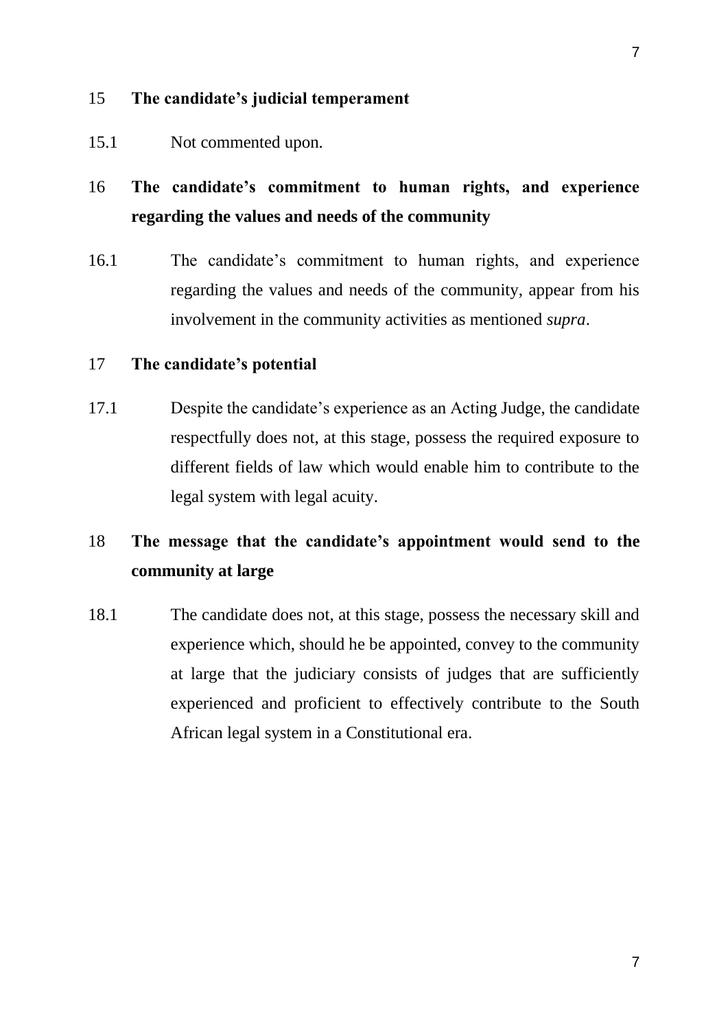**15 The candidate's judicial temperament**

15.1 Not commented upon.

**16 The candidate's commitment to human rights, and experience regarding the values and needs of the community**

16.1 The candidate's commitment to human rights, and experience regarding the values and needs of the community, appear from his involvement in the community activities as mentioned *supra*.

**17 The candidate's potential**

17.1 Despite the candidate's experience as an Acting Judge, the candidate respectfully does not, at this stage, possess the required exposure to different fields of law which would enable him to contribute to the legal system with legal acuity.

**18 The message that the candidate's appointment would send to the community at large**

18.1 The candidate does not, at this stage, possess the necessary skill and experience which, should he be appointed, convey to the community at large that the judiciary consists of judges that are sufficiently experienced and proficient to effectively contribute to the South African legal system in a Constitutional era.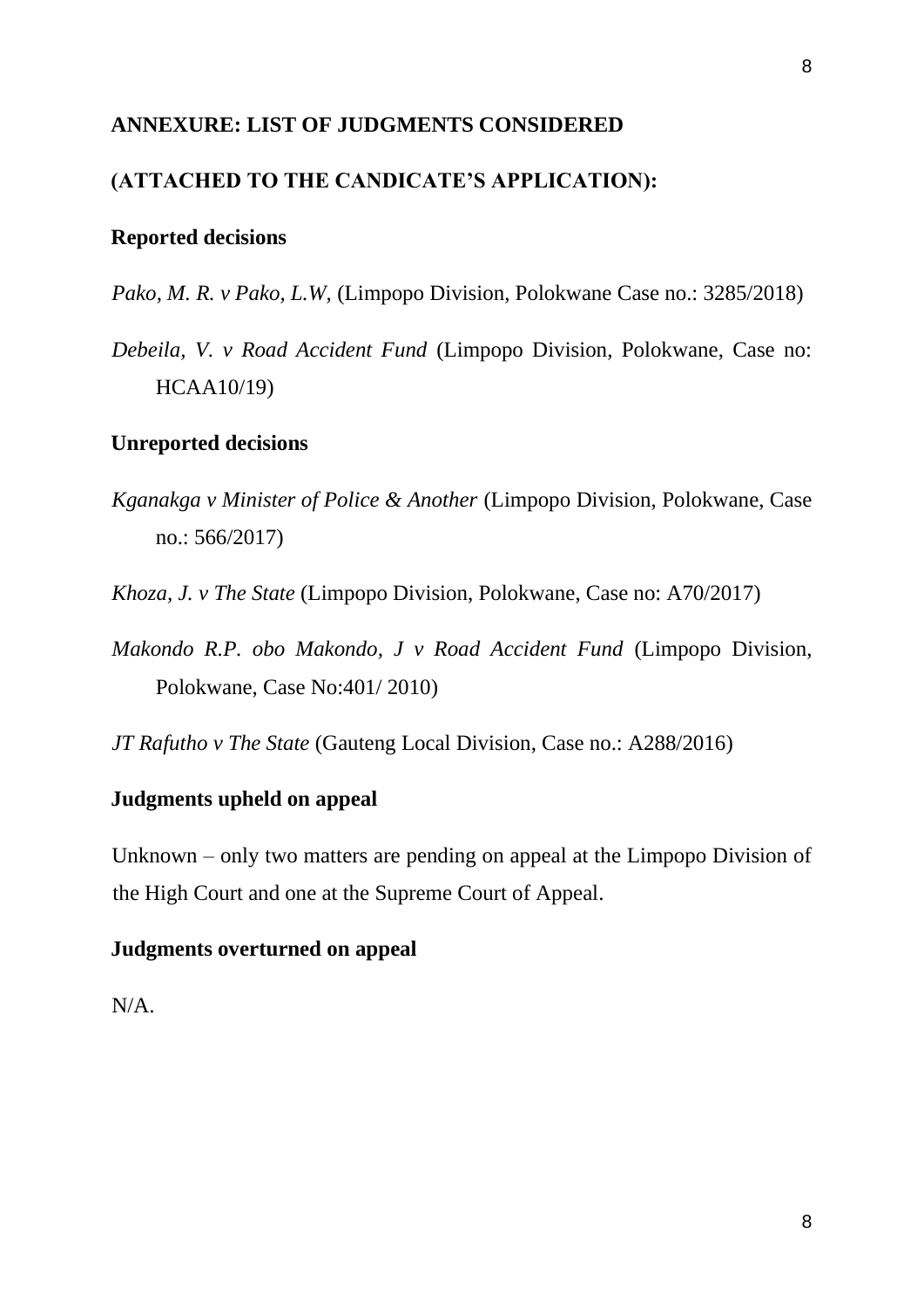**ANNEXURE: LIST OF JUDGMENTS CONSIDERED**

**(ATTACHED TO THE CANDICATE'S APPLICATION):**

**Reported decisions**

*Pako, M. R. v Pako, L.W,* (Limpopo Division, Polokwane Case no.: 3285/2018)

*Debeila, V. v Road Accident Fund* (Limpopo Division, Polokwane, Case no: HCAA10/19)

**Unreported decisions**

*Kganakga v Minister of Police & Another* (Limpopo Division, Polokwane, Case no.: 566/2017)

*Khoza, J. v The State* (Limpopo Division, Polokwane, Case no: A70/2017)

*Makondo R.P. obo Makondo, J v Road Accident Fund* (Limpopo Division, Polokwane, Case No:401/ 2010)

*JT Rafutho v The State* (Gauteng Local Division, Case no.: A288/2016)

**Judgments upheld on appeal**

Unknown – only two matters are pending on appeal at the Limpopo Division of the High Court and one at the Supreme Court of Appeal.

**Judgments overturned on appeal**

N/A.